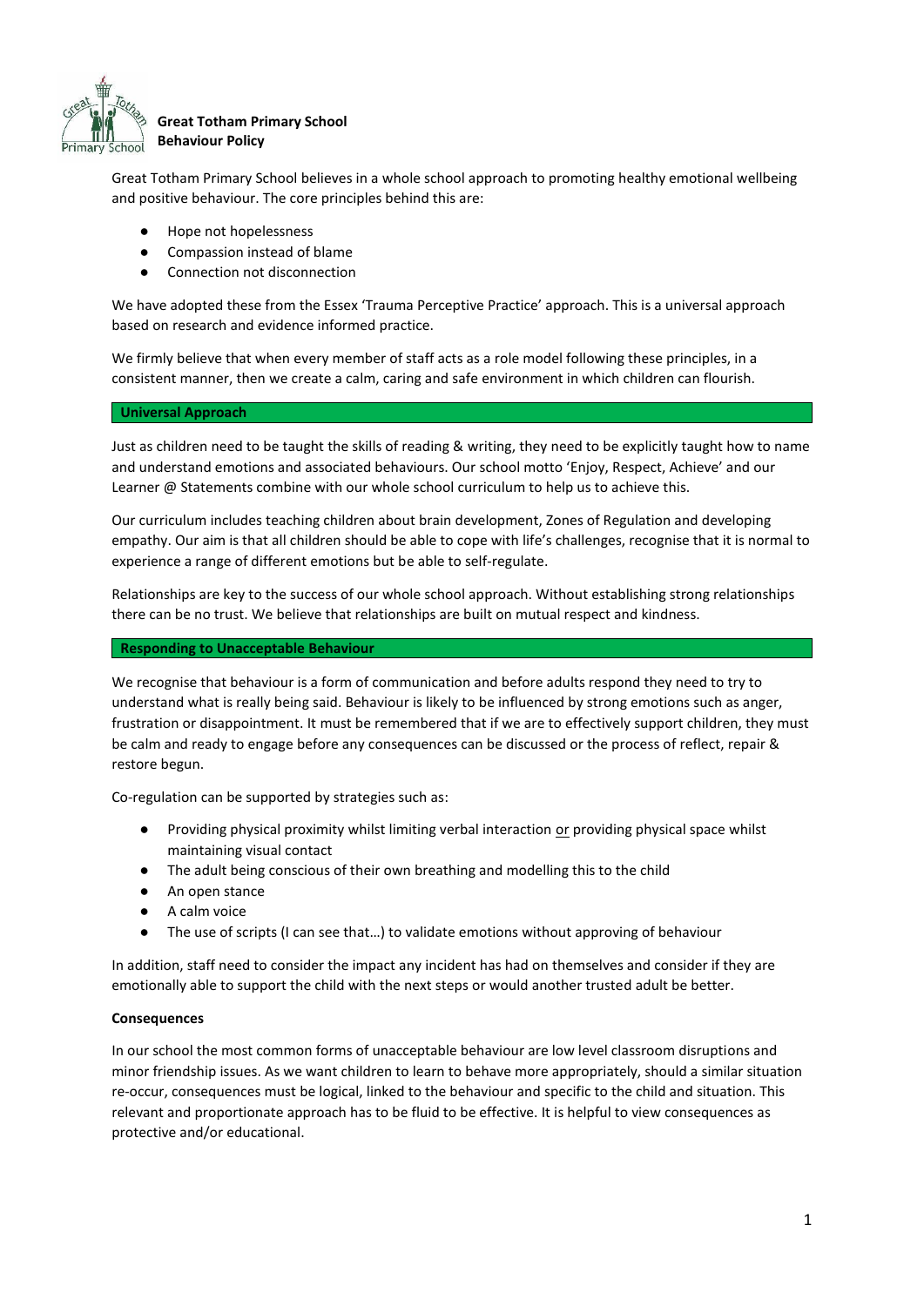# Great Totham Primary School
## Behaviour Policy

Great Totham Primary School believes in a whole school approach to promoting healthy emotional wellbeing and positive behaviour. The core principles behind this are:

- Hope not hopelessness
- Compassion instead of blame
- Connection not disconnection

We have adopted these from the Essex 'Trauma Perceptive Practice' approach. This is a universal approach based on research and evidence informed practice.

We firmly believe that when every member of staff acts as a role model following these principles, in a consistent manner, then we create a calm, caring and safe environment in which children can flourish.

### Universal Approach

Just as children need to be taught the skills of reading & writing, they need to be explicitly taught how to name and understand emotions and associated behaviours. Our school motto 'Enjoy, Respect, Achieve' and our Learner @ Statements combine with our whole school curriculum to help us to achieve this.

Our curriculum includes teaching children about brain development, Zones of Regulation and developing empathy. Our aim is that all children should be able to cope with life's challenges, recognise that it is normal to experience a range of different emotions but be able to self-regulate.

Relationships are key to the success of our whole school approach. Without establishing strong relationships there can be no trust. We believe that relationships are built on mutual respect and kindness.

### Responding to Unacceptable Behaviour

We recognise that behaviour is a form of communication and before adults respond they need to try to understand what is really being said. Behaviour is likely to be influenced by strong emotions such as anger, frustration or disappointment. It must be remembered that if we are to effectively support children, they must be calm and ready to engage before any consequences can be discussed or the process of reflect, repair & restore begun.

Co-regulation can be supported by strategies such as:

- Providing physical proximity whilst limiting verbal interaction <u>or</u> providing physical space whilst maintaining visual contact
- The adult being conscious of their own breathing and modelling this to the child
- An open stance
- A calm voice
- The use of scripts (I can see that…) to validate emotions without approving of behaviour

In addition, staff need to consider the impact any incident has had on themselves and consider if they are emotionally able to support the child with the next steps or would another trusted adult be better.

#### Consequences

In our school the most common forms of unacceptable behaviour are low level classroom disruptions and minor friendship issues. As we want children to learn to behave more appropriately, should a similar situation re-occur, consequences must be logical, linked to the behaviour and specific to the child and situation. This relevant and proportionate approach has to be fluid to be effective. It is helpful to view consequences as protective and/or educational.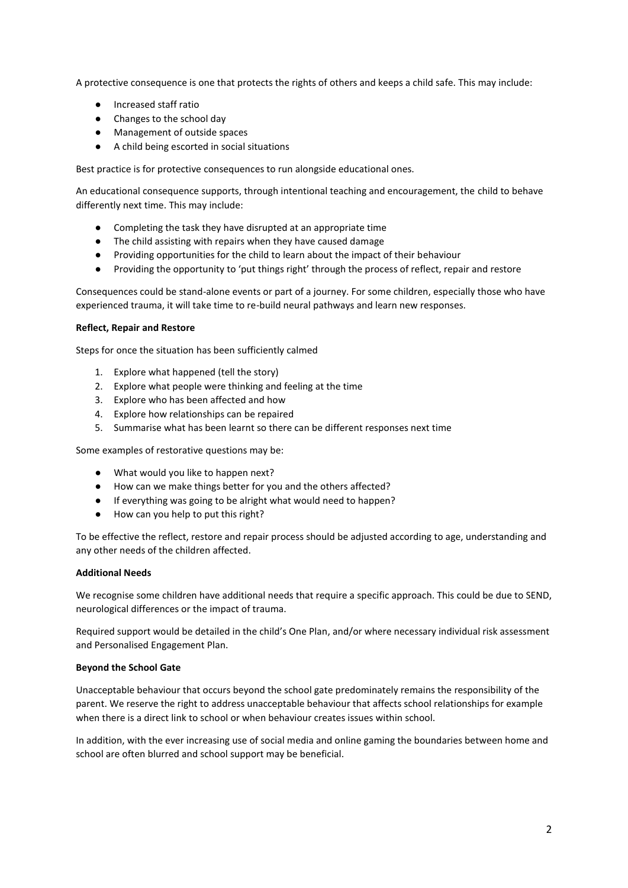A protective consequence is one that protects the rights of others and keeps a child safe. This may include:

- Increased staff ratio
- Changes to the school day
- Management of outside spaces
- A child being escorted in social situations

Best practice is for protective consequences to run alongside educational ones.

An educational consequence supports, through intentional teaching and encouragement, the child to behave differently next time. This may include:

- Completing the task they have disrupted at an appropriate time
- The child assisting with repairs when they have caused damage
- Providing opportunities for the child to learn about the impact of their behaviour
- Providing the opportunity to 'put things right' through the process of reflect, repair and restore

Consequences could be stand-alone events or part of a journey. For some children, especially those who have experienced trauma, it will take time to re-build neural pathways and learn new responses.

**Reflect, Repair and Restore**

Steps for once the situation has been sufficiently calmed

1. Explore what happened (tell the story)
2. Explore what people were thinking and feeling at the time
3. Explore who has been affected and how
4. Explore how relationships can be repaired
5. Summarise what has been learnt so there can be different responses next time

Some examples of restorative questions may be:

- What would you like to happen next?
- How can we make things better for you and the others affected?
- If everything was going to be alright what would need to happen?
- How can you help to put this right?

To be effective the reflect, restore and repair process should be adjusted according to age, understanding and any other needs of the children affected.

**Additional Needs**

We recognise some children have additional needs that require a specific approach. This could be due to SEND, neurological differences or the impact of trauma.

Required support would be detailed in the child's One Plan, and/or where necessary individual risk assessment and Personalised Engagement Plan.

**Beyond the School Gate**

Unacceptable behaviour that occurs beyond the school gate predominately remains the responsibility of the parent. We reserve the right to address unacceptable behaviour that affects school relationships for example when there is a direct link to school or when behaviour creates issues within school.

In addition, with the ever increasing use of social media and online gaming the boundaries between home and school are often blurred and school support may be beneficial.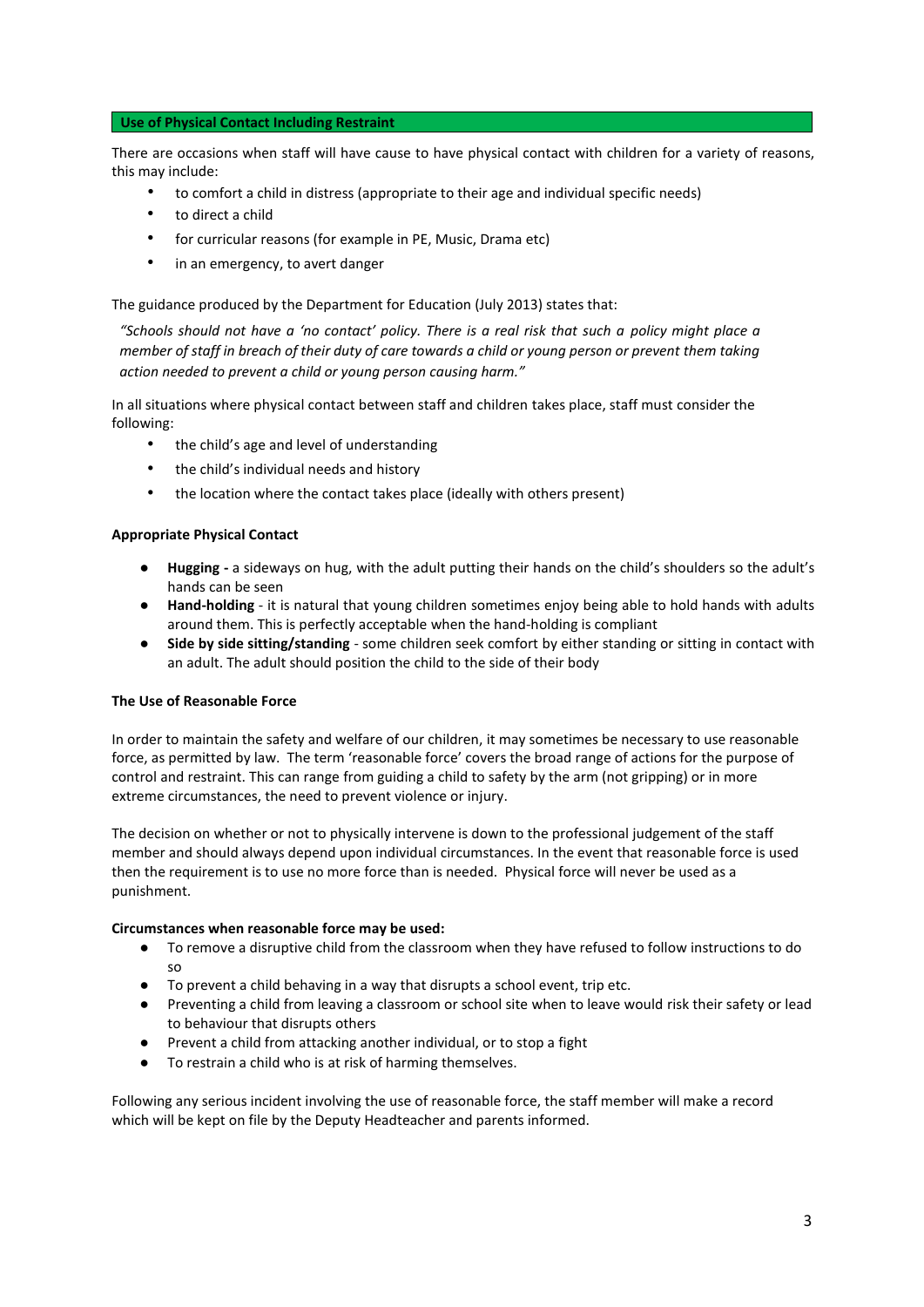## Use of Physical Contact Including Restraint

There are occasions when staff will have cause to have physical contact with children for a variety of reasons, this may include:

- to comfort a child in distress (appropriate to their age and individual specific needs)
- to direct a child
- for curricular reasons (for example in PE, Music, Drama etc)
- in an emergency, to avert danger

The guidance produced by the Department for Education (July 2013) states that:

*"Schools should not have a 'no contact' policy. There is a real risk that such a policy might place a member of staff in breach of their duty of care towards a child or young person or prevent them taking action needed to prevent a child or young person causing harm."*

In all situations where physical contact between staff and children takes place, staff must consider the following:

- the child's age and level of understanding
- the child's individual needs and history
- the location where the contact takes place (ideally with others present)

**Appropriate Physical Contact**

- **Hugging -** a sideways on hug, with the adult putting their hands on the child's shoulders so the adult's hands can be seen
- **Hand-holding** - it is natural that young children sometimes enjoy being able to hold hands with adults around them. This is perfectly acceptable when the hand-holding is compliant
- **Side by side sitting/standing** - some children seek comfort by either standing or sitting in contact with an adult. The adult should position the child to the side of their body

**The Use of Reasonable Force**

In order to maintain the safety and welfare of our children, it may sometimes be necessary to use reasonable force, as permitted by law. The term 'reasonable force' covers the broad range of actions for the purpose of control and restraint. This can range from guiding a child to safety by the arm (not gripping) or in more extreme circumstances, the need to prevent violence or injury.

The decision on whether or not to physically intervene is down to the professional judgement of the staff member and should always depend upon individual circumstances. In the event that reasonable force is used then the requirement is to use no more force than is needed. Physical force will never be used as a punishment.

**Circumstances when reasonable force may be used:**

- To remove a disruptive child from the classroom when they have refused to follow instructions to do so
- To prevent a child behaving in a way that disrupts a school event, trip etc.
- Preventing a child from leaving a classroom or school site when to leave would risk their safety or lead to behaviour that disrupts others
- Prevent a child from attacking another individual, or to stop a fight
- To restrain a child who is at risk of harming themselves.

Following any serious incident involving the use of reasonable force, the staff member will make a record which will be kept on file by the Deputy Headteacher and parents informed.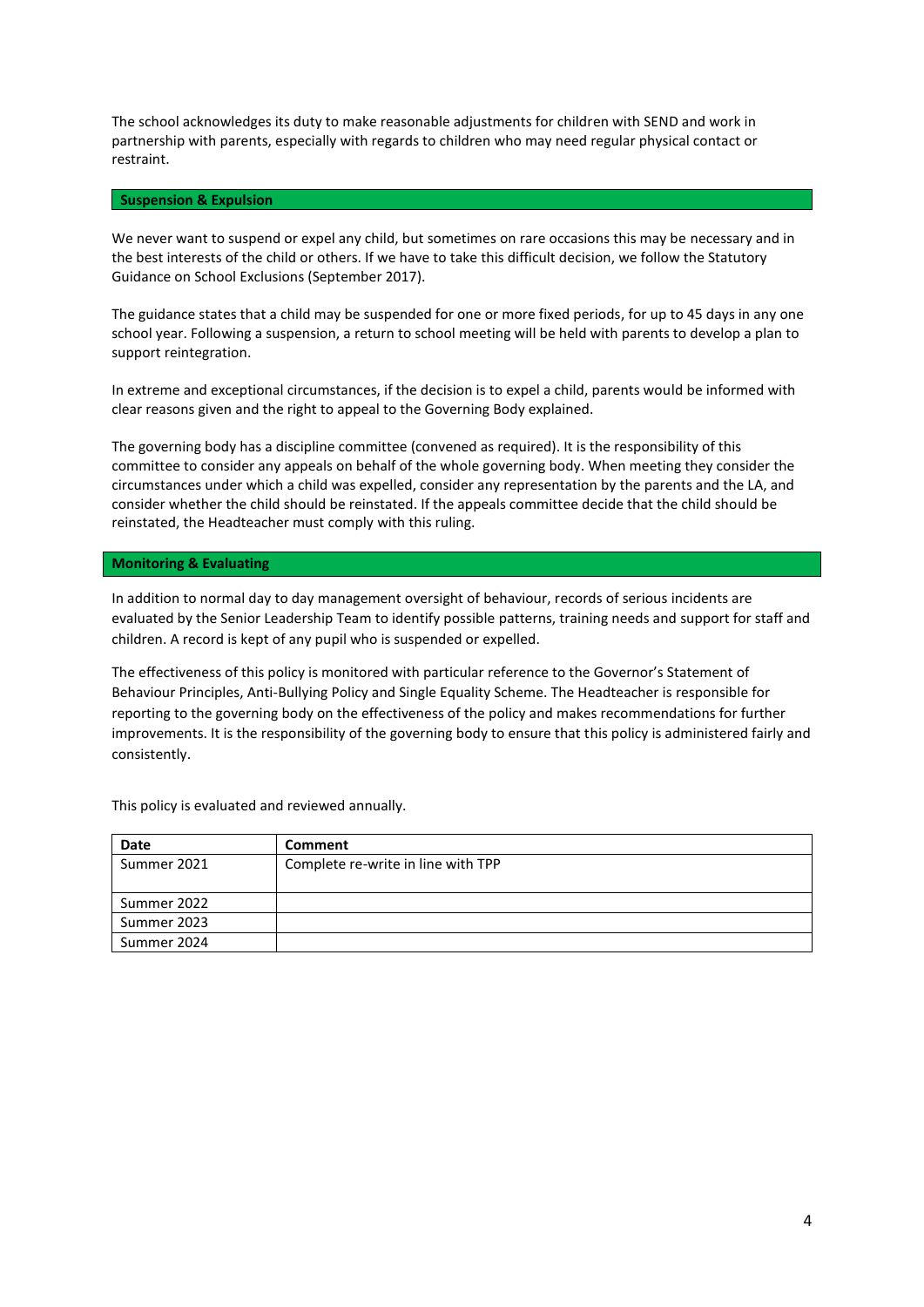The school acknowledges its duty to make reasonable adjustments for children with SEND and work in partnership with parents, especially with regards to children who may need regular physical contact or restraint.

## Suspension & Expulsion

We never want to suspend or expel any child, but sometimes on rare occasions this may be necessary and in the best interests of the child or others. If we have to take this difficult decision, we follow the Statutory Guidance on School Exclusions (September 2017).

The guidance states that a child may be suspended for one or more fixed periods, for up to 45 days in any one school year. Following a suspension, a return to school meeting will be held with parents to develop a plan to support reintegration.

In extreme and exceptional circumstances, if the decision is to expel a child, parents would be informed with clear reasons given and the right to appeal to the Governing Body explained.

The governing body has a discipline committee (convened as required). It is the responsibility of this committee to consider any appeals on behalf of the whole governing body. When meeting they consider the circumstances under which a child was expelled, consider any representation by the parents and the LA, and consider whether the child should be reinstated. If the appeals committee decide that the child should be reinstated, the Headteacher must comply with this ruling.

## Monitoring & Evaluating

In addition to normal day to day management oversight of behaviour, records of serious incidents are evaluated by the Senior Leadership Team to identify possible patterns, training needs and support for staff and children. A record is kept of any pupil who is suspended or expelled.

The effectiveness of this policy is monitored with particular reference to the Governor's Statement of Behaviour Principles, Anti-Bullying Policy and Single Equality Scheme. The Headteacher is responsible for reporting to the governing body on the effectiveness of the policy and makes recommendations for further improvements. It is the responsibility of the governing body to ensure that this policy is administered fairly and consistently.

This policy is evaluated and reviewed annually.

| Date | Comment |
|---|---|
| Summer 2021 | Complete re-write in line with TPP |
| Summer 2022 | |
| Summer 2023 | |
| Summer 2024 | |